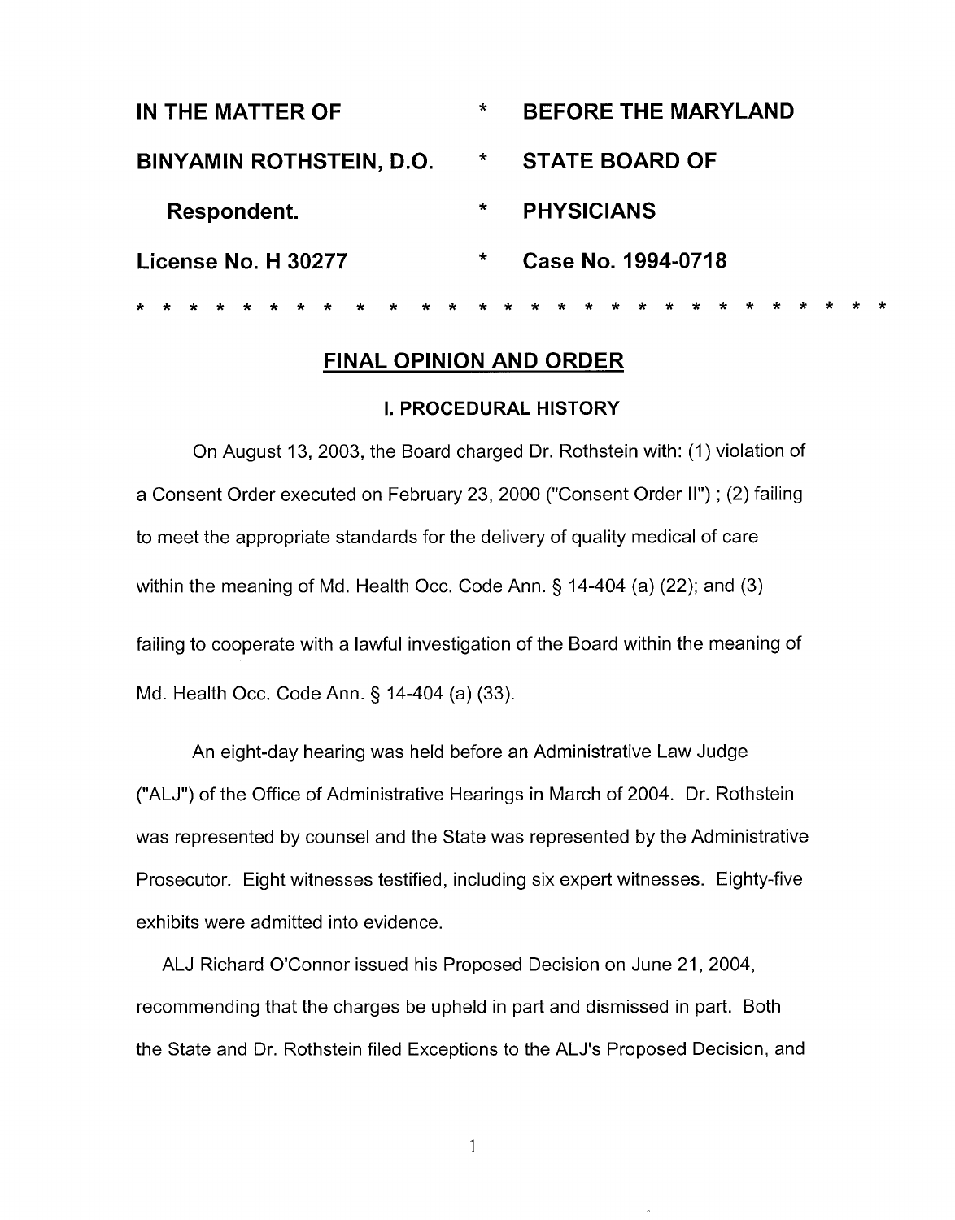| IN THE MATTER OF | * | BEFORE THE MARYLAND |
|---|---|---|
| BINYAMIN ROTHSTEIN, D.O. | * | STATE BOARD OF |
| Respondent. | * | PHYSICIANS |
| License No. H 30277 | * | Case No. 1994-0718 |

* * * * * * * * * * * * * * * * * * * * * * * * * * * * *

## FINAL OPINION AND ORDER

### I. PROCEDURAL HISTORY

On August 13, 2003, the Board charged Dr. Rothstein with: (1) violation of a Consent Order executed on February 23, 2000 ("Consent Order II") ; (2) failing to meet the appropriate standards for the delivery of quality medical of care within the meaning of Md. Health Occ. Code Ann. § 14-404 (a) (22); and (3) failing to cooperate with a lawful investigation of the Board within the meaning of Md. Health Occ. Code Ann. § 14-404 (a) (33).

An eight-day hearing was held before an Administrative Law Judge ("ALJ") of the Office of Administrative Hearings in March of 2004. Dr. Rothstein was represented by counsel and the State was represented by the Administrative Prosecutor. Eight witnesses testified, including six expert witnesses. Eighty-five exhibits were admitted into evidence.

ALJ Richard O'Connor issued his Proposed Decision on June 21, 2004, recommending that the charges be upheld in part and dismissed in part. Both the State and Dr. Rothstein filed Exceptions to the ALJ's Proposed Decision, and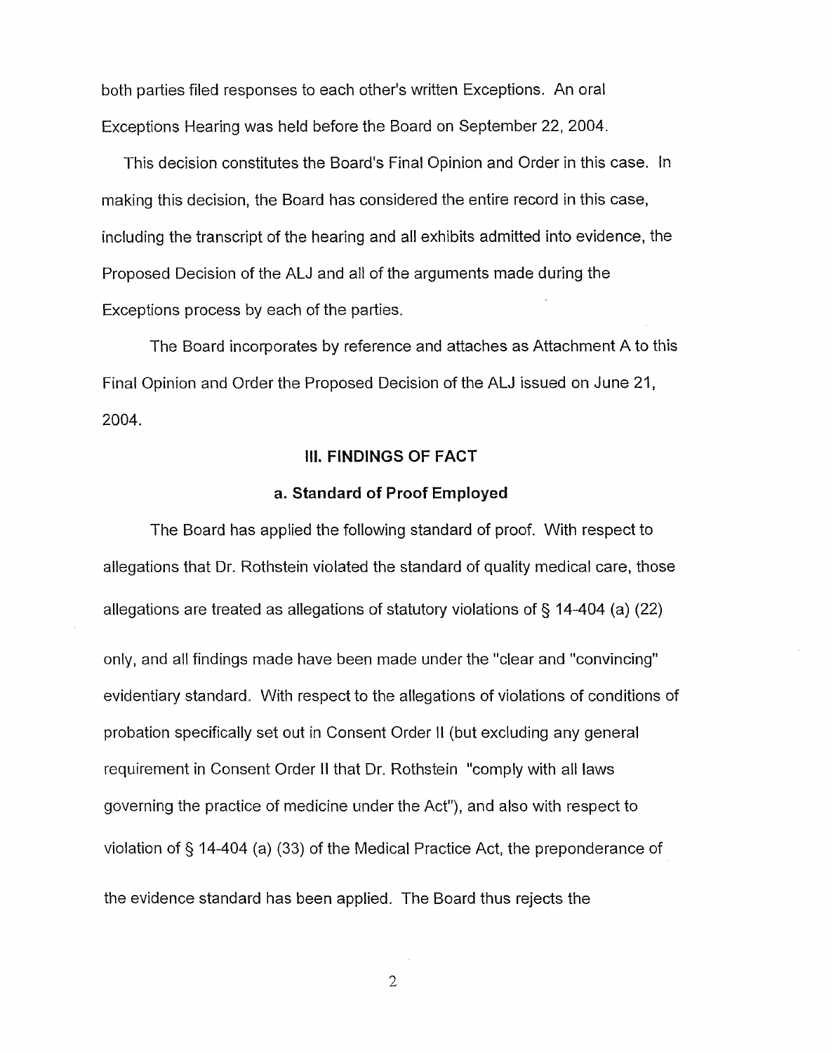both parties filed responses to each other's written Exceptions. An oral Exceptions Hearing was held before the Board on September 22, 2004.

This decision constitutes the Board's Final Opinion and Order in this case. In making this decision, the Board has considered the entire record in this case, including the transcript of the hearing and all exhibits admitted into evidence, the Proposed Decision of the ALJ and all of the arguments made during the Exceptions process by each of the parties.

The Board incorporates by reference and attaches as Attachment A to this Final Opinion and Order the Proposed Decision of the ALJ issued on June 21, 2004.

## III. FINDINGS OF FACT

### a. Standard of Proof Employed

The Board has applied the following standard of proof. With respect to allegations that Dr. Rothstein violated the standard of quality medical care, those allegations are treated as allegations of statutory violations of § 14-404 (a) (22) only, and all findings made have been made under the "clear and "convincing" evidentiary standard. With respect to the allegations of violations of conditions of probation specifically set out in Consent Order II (but excluding any general requirement in Consent Order II that Dr. Rothstein "comply with all laws governing the practice of medicine under the Act"), and also with respect to violation of § 14-404 (a) (33) of the Medical Practice Act, the preponderance of the evidence standard has been applied. The Board thus rejects the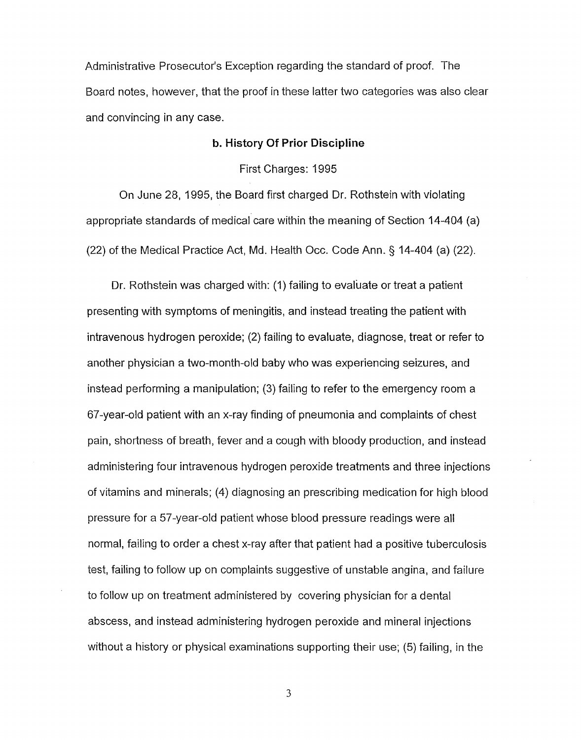Administrative Prosecutor's Exception regarding the standard of proof. The Board notes, however, that the proof in these latter two categories was also clear and convincing in any case.

### b. History Of Prior Discipline

First Charges: 1995

On June 28, 1995, the Board first charged Dr. Rothstein with violating appropriate standards of medical care within the meaning of Section 14-404 (a) (22) of the Medical Practice Act, Md. Health Occ. Code Ann. § 14-404 (a) (22).

Dr. Rothstein was charged with: (1) failing to evaluate or treat a patient presenting with symptoms of meningitis, and instead treating the patient with intravenous hydrogen peroxide; (2) failing to evaluate, diagnose, treat or refer to another physician a two-month-old baby who was experiencing seizures, and instead performing a manipulation; (3) failing to refer to the emergency room a 67-year-old patient with an x-ray finding of pneumonia and complaints of chest pain, shortness of breath, fever and a cough with bloody production, and instead administering four intravenous hydrogen peroxide treatments and three injections of vitamins and minerals; (4) diagnosing an prescribing medication for high blood pressure for a 57-year-old patient whose blood pressure readings were all normal, failing to order a chest x-ray after that patient had a positive tuberculosis test, failing to follow up on complaints suggestive of unstable angina, and failure to follow up on treatment administered by covering physician for a dental abscess, and instead administering hydrogen peroxide and mineral injections without a history or physical examinations supporting their use; (5) failing, in the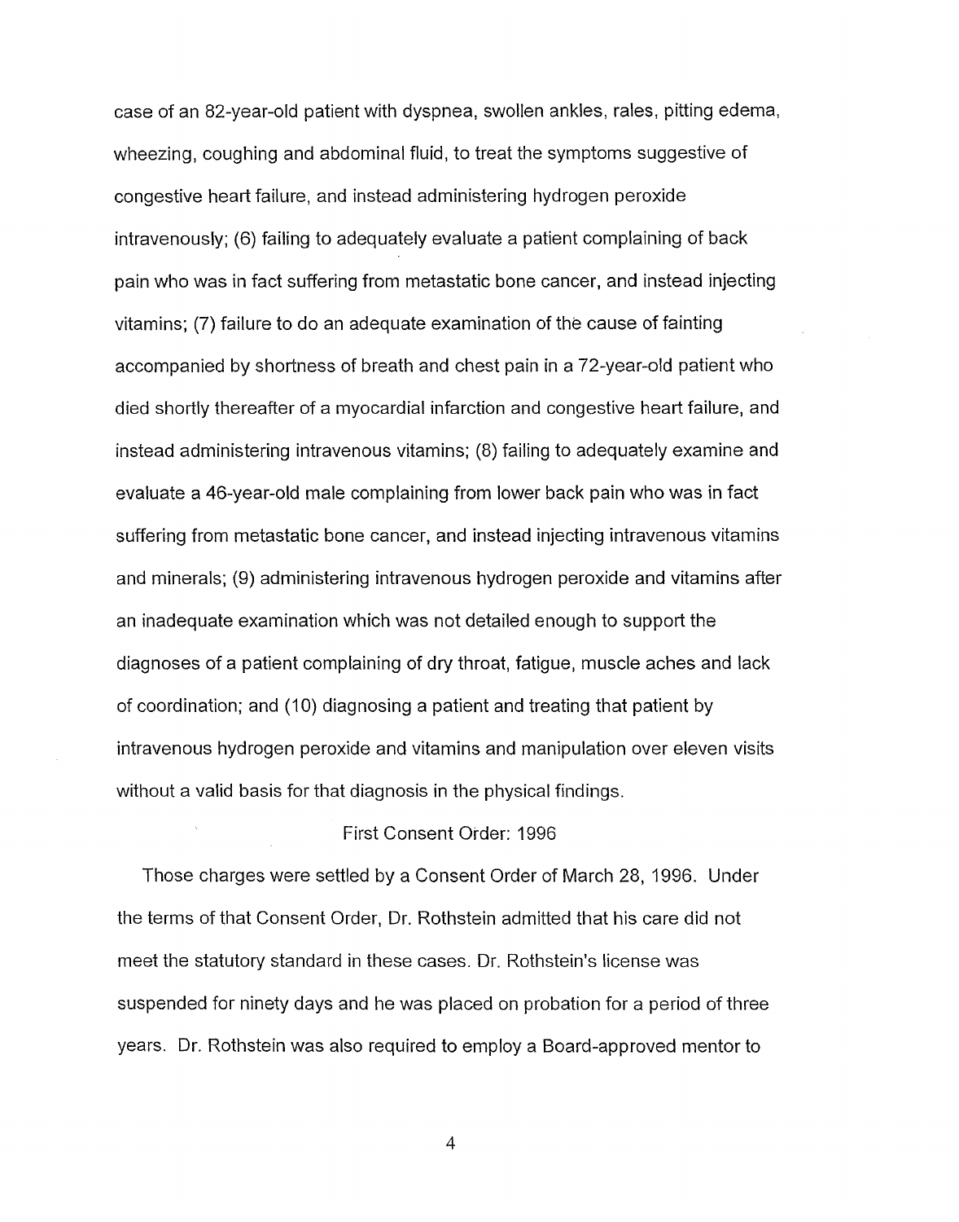case of an 82-year-old patient with dyspnea, swollen ankles, rales, pitting edema, wheezing, coughing and abdominal fluid, to treat the symptoms suggestive of congestive heart failure, and instead administering hydrogen peroxide intravenously; (6) failing to adequately evaluate a patient complaining of back pain who was in fact suffering from metastatic bone cancer, and instead injecting vitamins; (7) failure to do an adequate examination of the cause of fainting accompanied by shortness of breath and chest pain in a 72-year-old patient who died shortly thereafter of a myocardial infarction and congestive heart failure, and instead administering intravenous vitamins; (8) failing to adequately examine and evaluate a 46-year-old male complaining from lower back pain who was in fact suffering from metastatic bone cancer, and instead injecting intravenous vitamins and minerals; (9) administering intravenous hydrogen peroxide and vitamins after an inadequate examination which was not detailed enough to support the diagnoses of a patient complaining of dry throat, fatigue, muscle aches and lack of coordination; and (10) diagnosing a patient and treating that patient by intravenous hydrogen peroxide and vitamins and manipulation over eleven visits without a valid basis for that diagnosis in the physical findings.

## First Consent Order: 1996

Those charges were settled by a Consent Order of March 28, 1996. Under the terms of that Consent Order, Dr. Rothstein admitted that his care did not meet the statutory standard in these cases. Dr. Rothstein's license was suspended for ninety days and he was placed on probation for a period of three years. Dr. Rothstein was also required to employ a Board-approved mentor to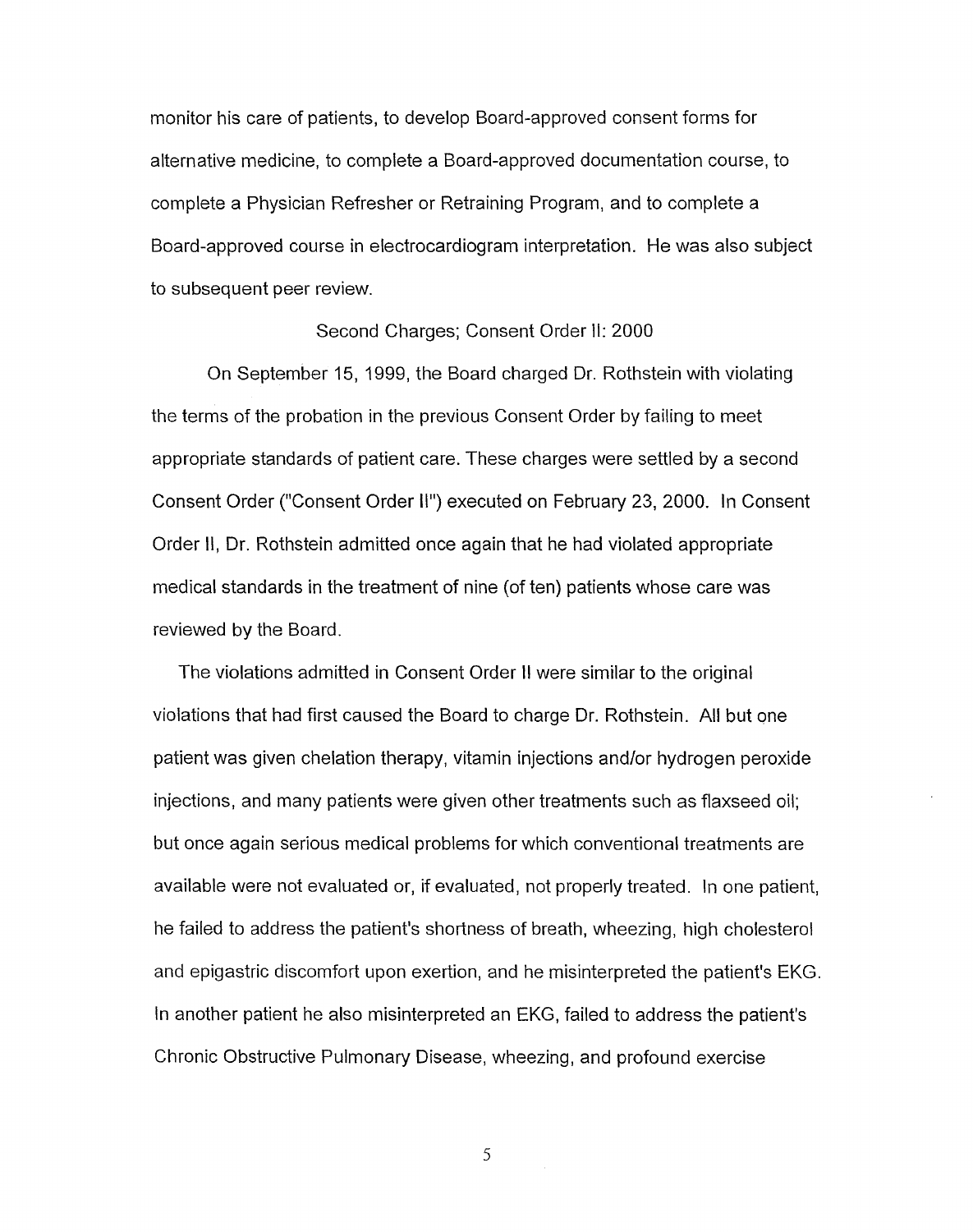monitor his care of patients, to develop Board-approved consent forms for alternative medicine, to complete a Board-approved documentation course, to complete a Physician Refresher or Retraining Program, and to complete a Board-approved course in electrocardiogram interpretation. He was also subject to subsequent peer review.

### Second Charges; Consent Order II: 2000

On September 15, 1999, the Board charged Dr. Rothstein with violating the terms of the probation in the previous Consent Order by failing to meet appropriate standards of patient care. These charges were settled by a second Consent Order ("Consent Order II") executed on February 23, 2000. In Consent Order II, Dr. Rothstein admitted once again that he had violated appropriate medical standards in the treatment of nine (of ten) patients whose care was reviewed by the Board.

The violations admitted in Consent Order II were similar to the original violations that had first caused the Board to charge Dr. Rothstein. All but one patient was given chelation therapy, vitamin injections and/or hydrogen peroxide injections, and many patients were given other treatments such as flaxseed oil; but once again serious medical problems for which conventional treatments are available were not evaluated or, if evaluated, not properly treated. In one patient, he failed to address the patient's shortness of breath, wheezing, high cholesterol and epigastric discomfort upon exertion, and he misinterpreted the patient's EKG. In another patient he also misinterpreted an EKG, failed to address the patient's Chronic Obstructive Pulmonary Disease, wheezing, and profound exercise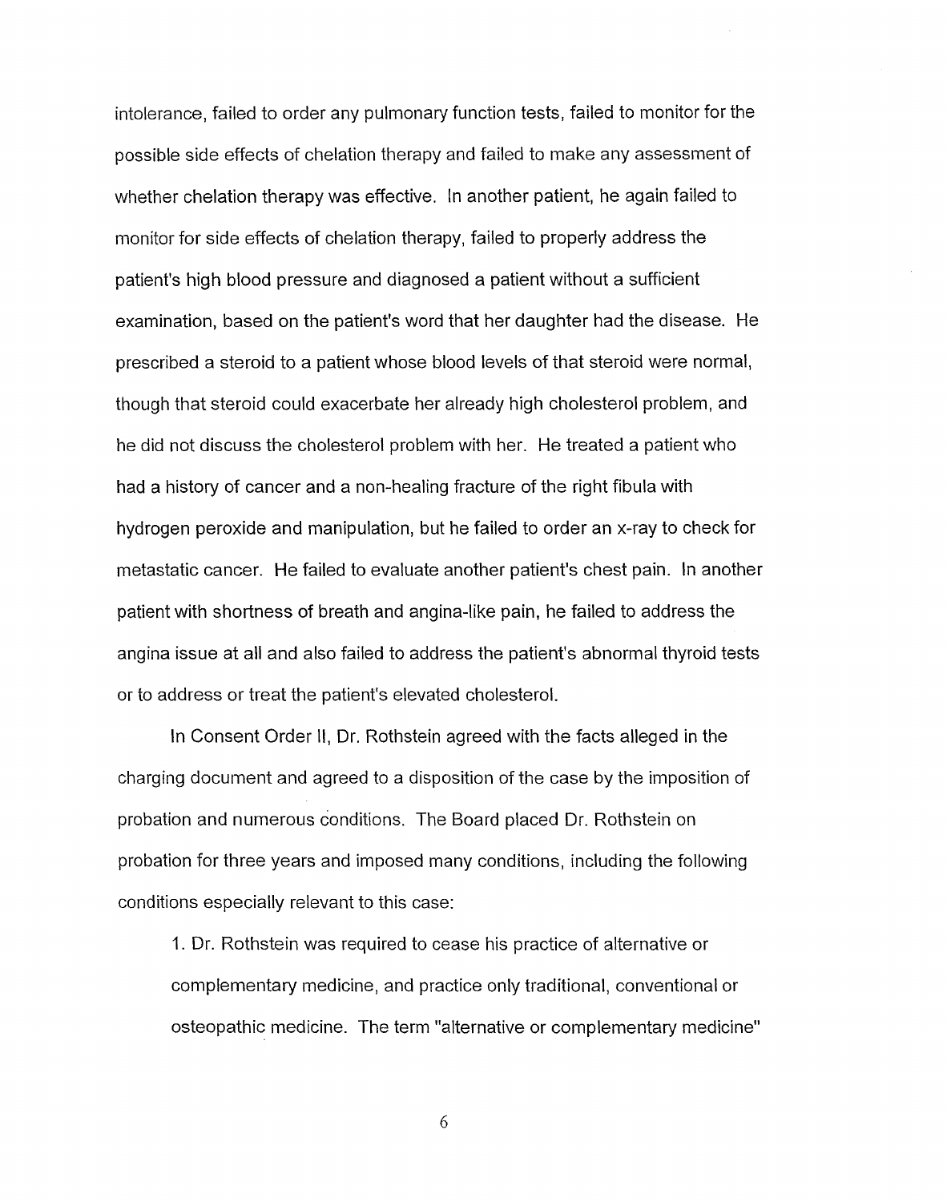intolerance, failed to order any pulmonary function tests, failed to monitor for the possible side effects of chelation therapy and failed to make any assessment of whether chelation therapy was effective. In another patient, he again failed to monitor for side effects of chelation therapy, failed to properly address the patient's high blood pressure and diagnosed a patient without a sufficient examination, based on the patient's word that her daughter had the disease. He prescribed a steroid to a patient whose blood levels of that steroid were normal, though that steroid could exacerbate her already high cholesterol problem, and he did not discuss the cholesterol problem with her. He treated a patient who had a history of cancer and a non-healing fracture of the right fibula with hydrogen peroxide and manipulation, but he failed to order an x-ray to check for metastatic cancer. He failed to evaluate another patient's chest pain. In another patient with shortness of breath and angina-like pain, he failed to address the angina issue at all and also failed to address the patient's abnormal thyroid tests or to address or treat the patient's elevated cholesterol.

In Consent Order II, Dr. Rothstein agreed with the facts alleged in the charging document and agreed to a disposition of the case by the imposition of probation and numerous conditions. The Board placed Dr. Rothstein on probation for three years and imposed many conditions, including the following conditions especially relevant to this case:

1. Dr. Rothstein was required to cease his practice of alternative or complementary medicine, and practice only traditional, conventional or osteopathic medicine. The term "alternative or complementary medicine"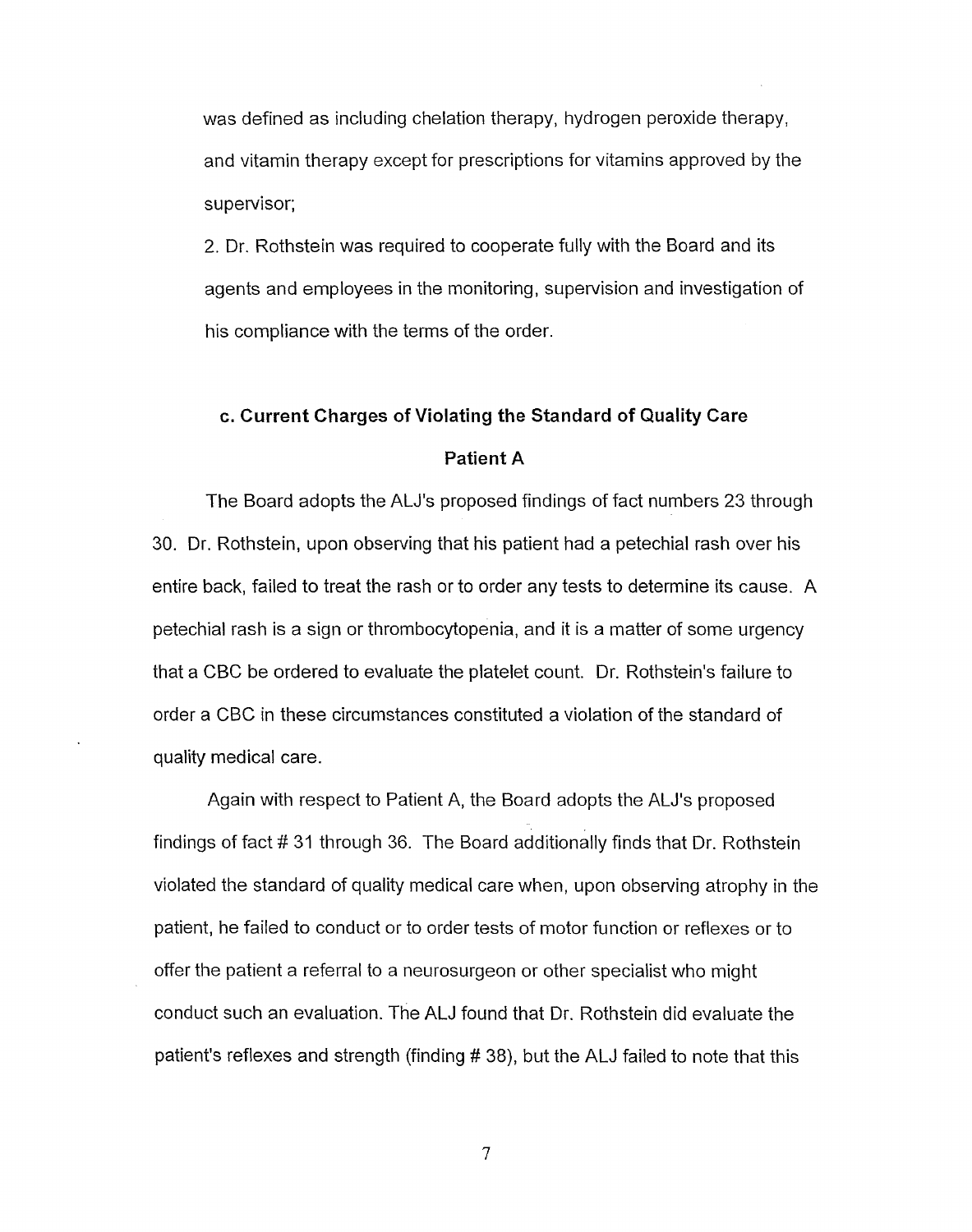was defined as including chelation therapy, hydrogen peroxide therapy, and vitamin therapy except for prescriptions for vitamins approved by the supervisor;

2. Dr. Rothstein was required to cooperate fully with the Board and its agents and employees in the monitoring, supervision and investigation of his compliance with the terms of the order.

**c. Current Charges of Violating the Standard of Quality Care**

**Patient A**

The Board adopts the ALJ's proposed findings of fact numbers 23 through 30. Dr. Rothstein, upon observing that his patient had a petechial rash over his entire back, failed to treat the rash or to order any tests to determine its cause. A petechial rash is a sign or thrombocytopenia, and it is a matter of some urgency that a CBC be ordered to evaluate the platelet count. Dr. Rothstein's failure to order a CBC in these circumstances constituted a violation of the standard of quality medical care.

Again with respect to Patient A, the Board adopts the ALJ's proposed findings of fact # 31 through 36. The Board additionally finds that Dr. Rothstein violated the standard of quality medical care when, upon observing atrophy in the patient, he failed to conduct or to order tests of motor function or reflexes or to offer the patient a referral to a neurosurgeon or other specialist who might conduct such an evaluation. The ALJ found that Dr. Rothstein did evaluate the patient's reflexes and strength (finding # 38), but the ALJ failed to note that this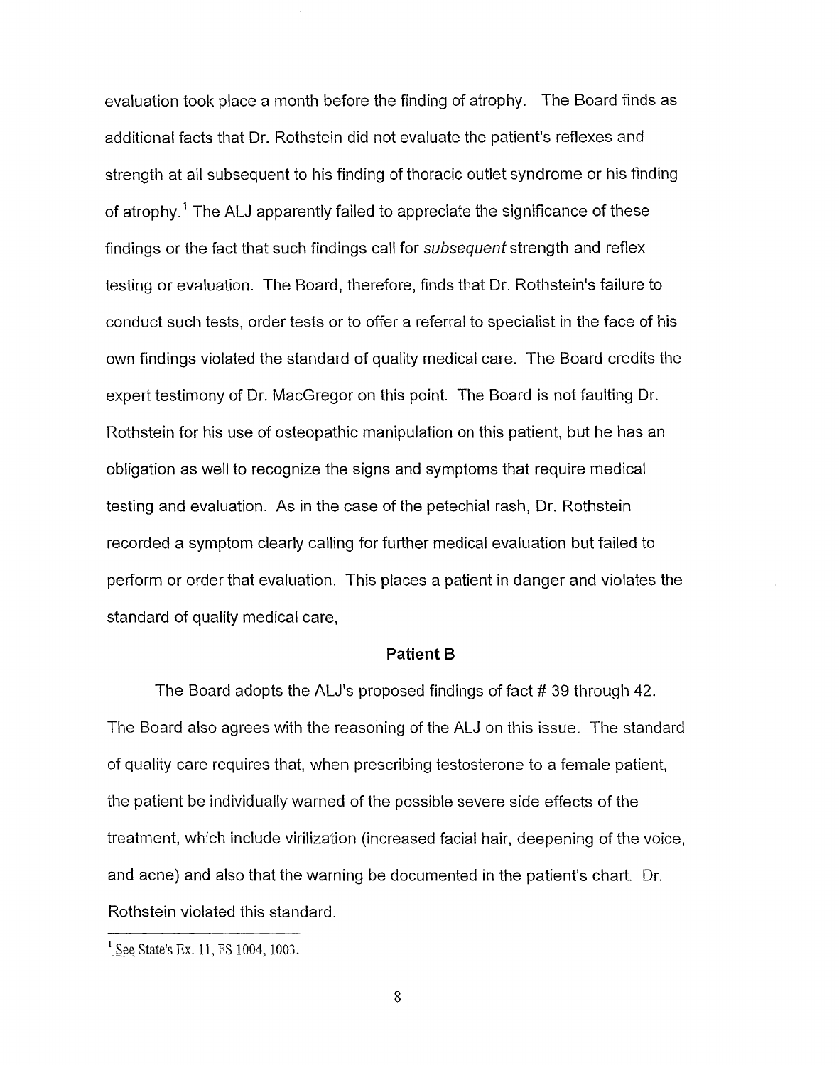evaluation took place a month before the finding of atrophy. The Board finds as additional facts that Dr. Rothstein did not evaluate the patient's reflexes and strength at all subsequent to his finding of thoracic outlet syndrome or his finding of atrophy.[1] The ALJ apparently failed to appreciate the significance of these findings or the fact that such findings call for *subsequent* strength and reflex testing or evaluation. The Board, therefore, finds that Dr. Rothstein's failure to conduct such tests, order tests or to offer a referral to specialist in the face of his own findings violated the standard of quality medical care. The Board credits the expert testimony of Dr. MacGregor on this point. The Board is not faulting Dr. Rothstein for his use of osteopathic manipulation on this patient, but he has an obligation as well to recognize the signs and symptoms that require medical testing and evaluation. As in the case of the petechial rash, Dr. Rothstein recorded a symptom clearly calling for further medical evaluation but failed to perform or order that evaluation. This places a patient in danger and violates the standard of quality medical care,

### Patient B

The Board adopts the ALJ's proposed findings of fact # 39 through 42. The Board also agrees with the reasoning of the ALJ on this issue. The standard of quality care requires that, when prescribing testosterone to a female patient, the patient be individually warned of the possible severe side effects of the treatment, which include virilization (increased facial hair, deepening of the voice, and acne) and also that the warning be documented in the patient's chart. Dr. Rothstein violated this standard.

---

[1] See State's Ex. 11, FS 1004, 1003.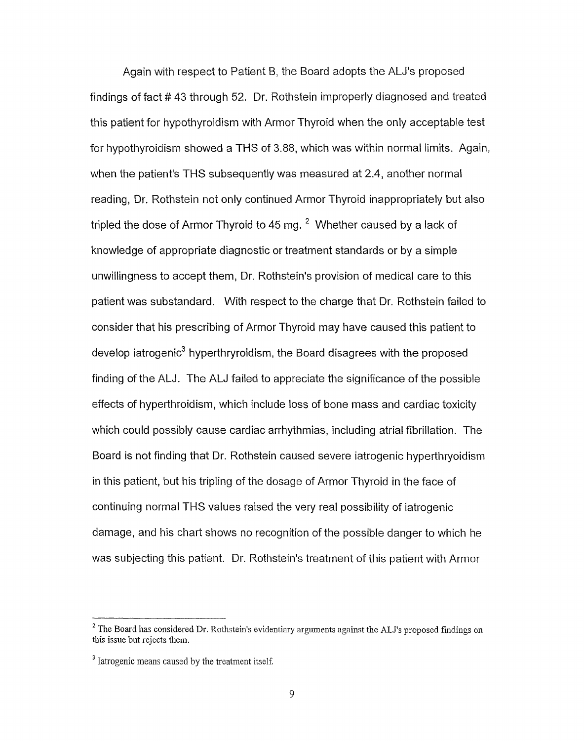Again with respect to Patient B, the Board adopts the ALJ's proposed findings of fact # 43 through 52. Dr. Rothstein improperly diagnosed and treated this patient for hypothyroidism with Armor Thyroid when the only acceptable test for hypothyroidism showed a THS of 3.88, which was within normal limits. Again, when the patient's THS subsequently was measured at 2.4, another normal reading, Dr. Rothstein not only continued Armor Thyroid inappropriately but also tripled the dose of Armor Thyroid to 45 mg. [2] Whether caused by a lack of knowledge of appropriate diagnostic or treatment standards or by a simple unwillingness to accept them, Dr. Rothstein's provision of medical care to this patient was substandard. With respect to the charge that Dr. Rothstein failed to consider that his prescribing of Armor Thyroid may have caused this patient to develop iatrogenic[3] hyperthryroidism, the Board disagrees with the proposed finding of the ALJ. The ALJ failed to appreciate the significance of the possible effects of hyperthroidism, which include loss of bone mass and cardiac toxicity which could possibly cause cardiac arrhythmias, including atrial fibrillation. The Board is not finding that Dr. Rothstein caused severe iatrogenic hyperthryoidism in this patient, but his tripling of the dosage of Armor Thyroid in the face of continuing normal THS values raised the very real possibility of iatrogenic damage, and his chart shows no recognition of the possible danger to which he was subjecting this patient. Dr. Rothstein's treatment of this patient with Armor

---

[2] The Board has considered Dr. Rothstein's evidentiary arguments against the ALJ's proposed findings on this issue but rejects them.

[3] Iatrogenic means caused by the treatment itself.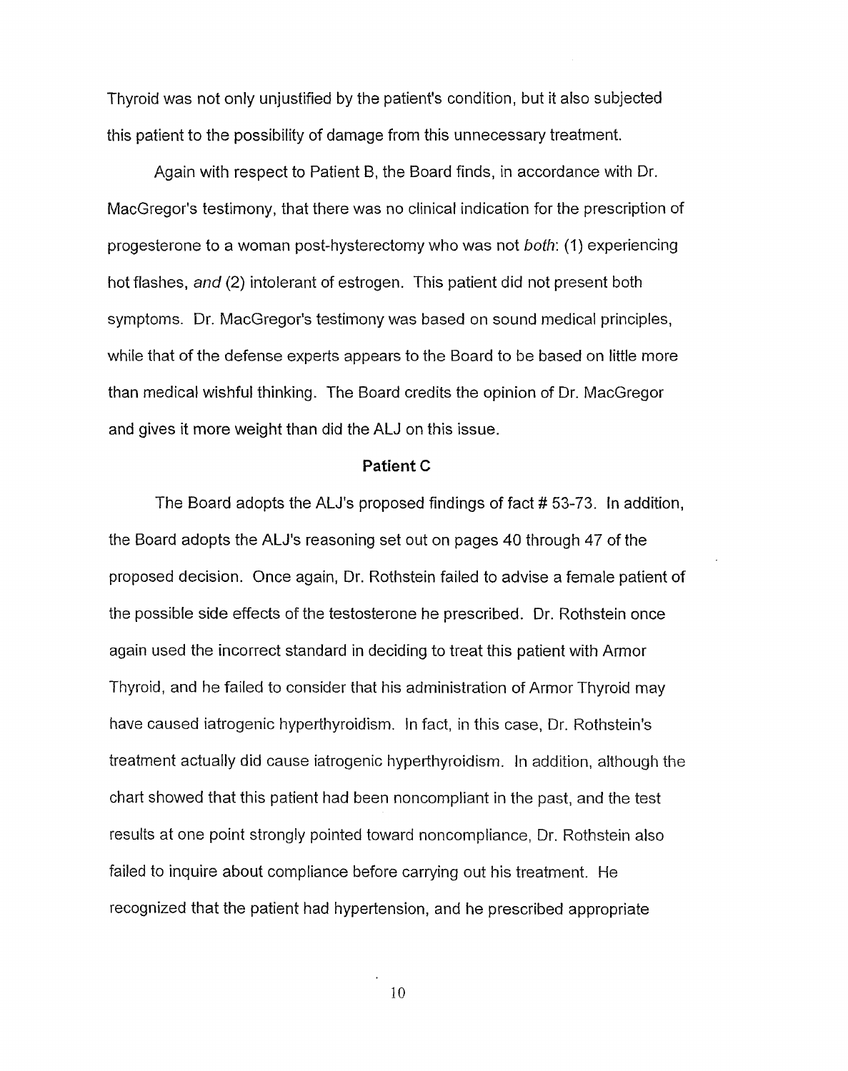Thyroid was not only unjustified by the patient's condition, but it also subjected this patient to the possibility of damage from this unnecessary treatment.

Again with respect to Patient B, the Board finds, in accordance with Dr. MacGregor's testimony, that there was no clinical indication for the prescription of progesterone to a woman post-hysterectomy who was not *both*: (1) experiencing hot flashes, *and* (2) intolerant of estrogen. This patient did not present both symptoms. Dr. MacGregor's testimony was based on sound medical principles, while that of the defense experts appears to the Board to be based on little more than medical wishful thinking. The Board credits the opinion of Dr. MacGregor and gives it more weight than did the ALJ on this issue.

**Patient C**

The Board adopts the ALJ's proposed findings of fact # 53-73. In addition, the Board adopts the ALJ's reasoning set out on pages 40 through 47 of the proposed decision. Once again, Dr. Rothstein failed to advise a female patient of the possible side effects of the testosterone he prescribed. Dr. Rothstein once again used the incorrect standard in deciding to treat this patient with Armor Thyroid, and he failed to consider that his administration of Armor Thyroid may have caused iatrogenic hyperthyroidism. In fact, in this case, Dr. Rothstein's treatment actually did cause iatrogenic hyperthyroidism. In addition, although the chart showed that this patient had been noncompliant in the past, and the test results at one point strongly pointed toward noncompliance, Dr. Rothstein also failed to inquire about compliance before carrying out his treatment. He recognized that the patient had hypertension, and he prescribed appropriate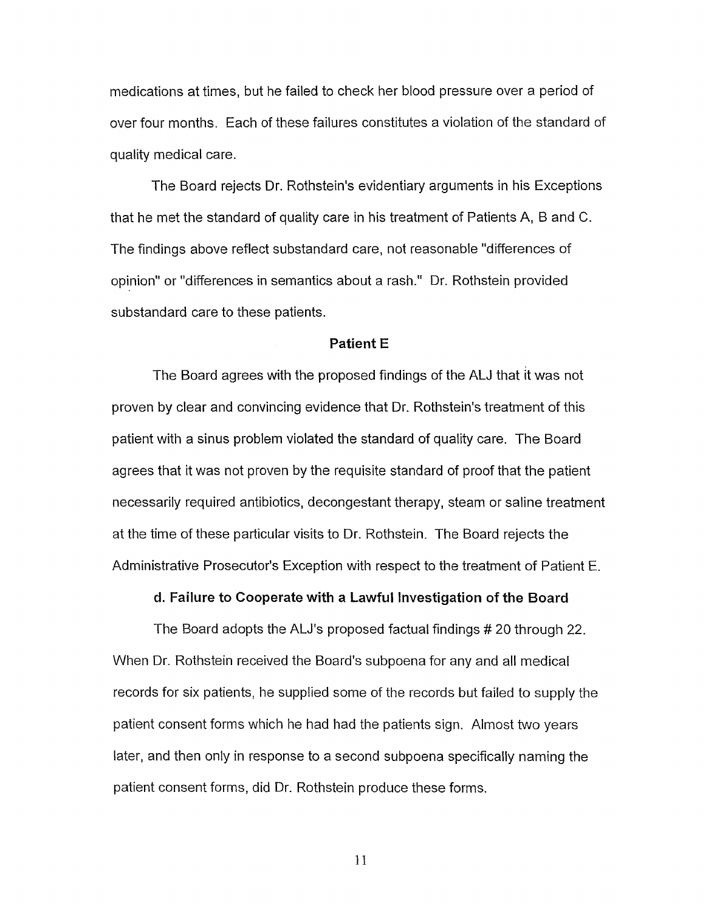medications at times, but he failed to check her blood pressure over a period of over four months. Each of these failures constitutes a violation of the standard of quality medical care.

The Board rejects Dr. Rothstein's evidentiary arguments in his Exceptions that he met the standard of quality care in his treatment of Patients A, B and C. The findings above reflect substandard care, not reasonable "differences of opinion" or "differences in semantics about a rash." Dr. Rothstein provided substandard care to these patients.

**Patient E**

The Board agrees with the proposed findings of the ALJ that it was not proven by clear and convincing evidence that Dr. Rothstein's treatment of this patient with a sinus problem violated the standard of quality care. The Board agrees that it was not proven by the requisite standard of proof that the patient necessarily required antibiotics, decongestant therapy, steam or saline treatment at the time of these particular visits to Dr. Rothstein. The Board rejects the Administrative Prosecutor's Exception with respect to the treatment of Patient E.

**d. Failure to Cooperate with a Lawful Investigation of the Board**

The Board adopts the ALJ's proposed factual findings # 20 through 22. When Dr. Rothstein received the Board's subpoena for any and all medical records for six patients, he supplied some of the records but failed to supply the patient consent forms which he had had the patients sign. Almost two years later, and then only in response to a second subpoena specifically naming the patient consent forms, did Dr. Rothstein produce these forms.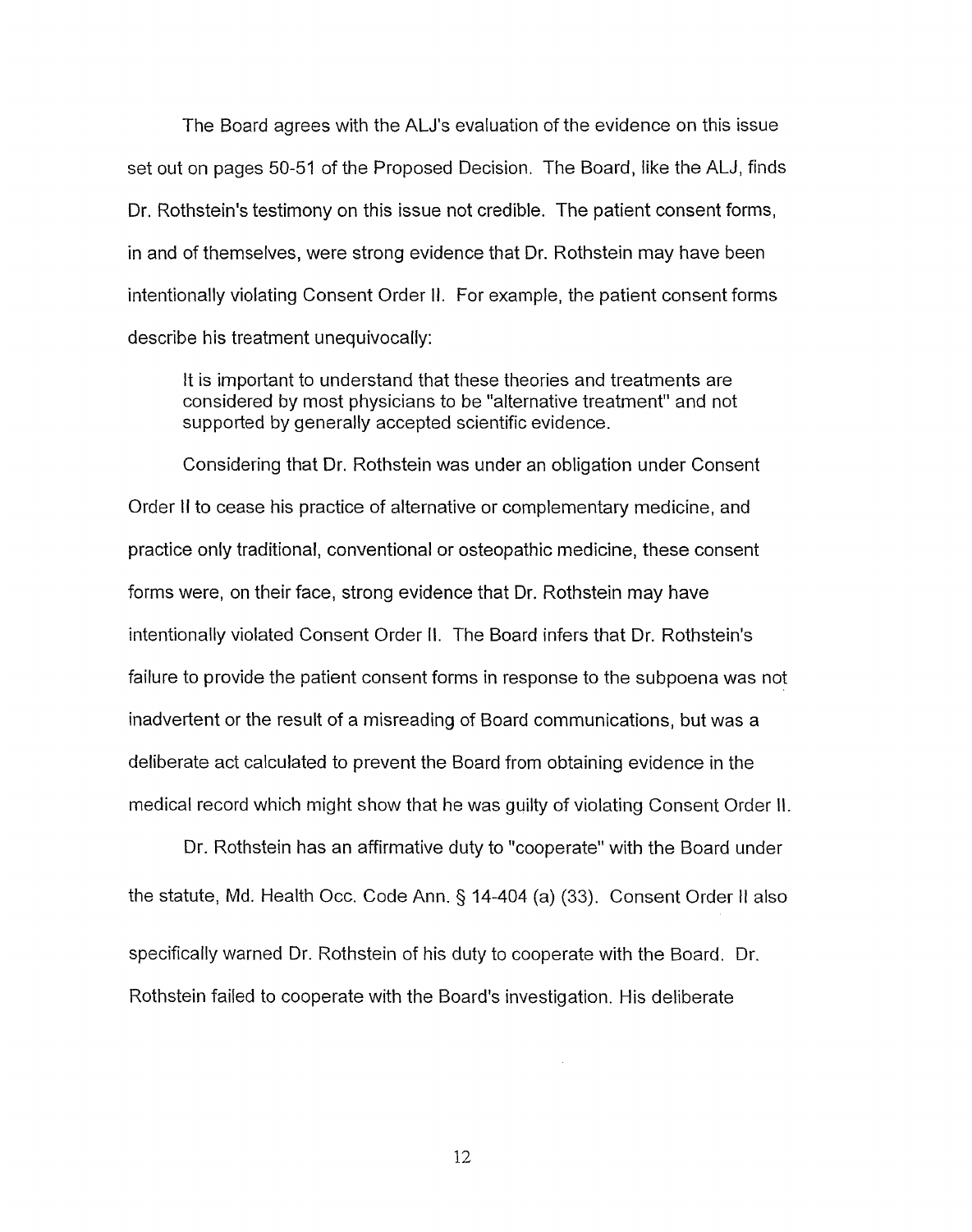The Board agrees with the ALJ's evaluation of the evidence on this issue set out on pages 50-51 of the Proposed Decision. The Board, like the ALJ, finds Dr. Rothstein's testimony on this issue not credible. The patient consent forms, in and of themselves, were strong evidence that Dr. Rothstein may have been intentionally violating Consent Order II. For example, the patient consent forms describe his treatment unequivocally:

> It is important to understand that these theories and treatments are considered by most physicians to be "alternative treatment" and not supported by generally accepted scientific evidence.

Considering that Dr. Rothstein was under an obligation under Consent Order II to cease his practice of alternative or complementary medicine, and practice only traditional, conventional or osteopathic medicine, these consent forms were, on their face, strong evidence that Dr. Rothstein may have intentionally violated Consent Order II. The Board infers that Dr. Rothstein's failure to provide the patient consent forms in response to the subpoena was not inadvertent or the result of a misreading of Board communications, but was a deliberate act calculated to prevent the Board from obtaining evidence in the medical record which might show that he was guilty of violating Consent Order II.

Dr. Rothstein has an affirmative duty to "cooperate" with the Board under the statute, Md. Health Occ. Code Ann. § 14-404 (a) (33). Consent Order II also specifically warned Dr. Rothstein of his duty to cooperate with the Board. Dr. Rothstein failed to cooperate with the Board's investigation. His deliberate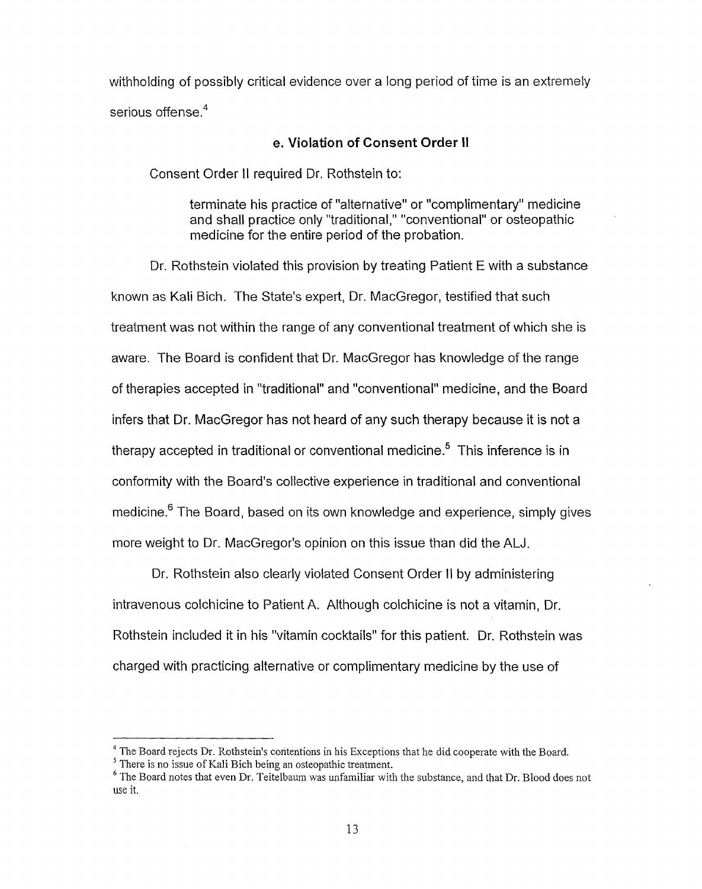withholding of possibly critical evidence over a long period of time is an extremely serious offense.[4]

### e. Violation of Consent Order II

Consent Order II required Dr. Rothstein to:

> terminate his practice of "alternative" or "complimentary" medicine and shall practice only "traditional," "conventional" or osteopathic medicine for the entire period of the probation.

Dr. Rothstein violated this provision by treating Patient E with a substance known as Kali Bich. The State's expert, Dr. MacGregor, testified that such treatment was not within the range of any conventional treatment of which she is aware. The Board is confident that Dr. MacGregor has knowledge of the range of therapies accepted in "traditional" and "conventional" medicine, and the Board infers that Dr. MacGregor has not heard of any such therapy because it is not a therapy accepted in traditional or conventional medicine.[5] This inference is in conformity with the Board's collective experience in traditional and conventional medicine.[6] The Board, based on its own knowledge and experience, simply gives more weight to Dr. MacGregor's opinion on this issue than did the ALJ.

Dr. Rothstein also clearly violated Consent Order II by administering intravenous colchicine to Patient A. Although colchicine is not a vitamin, Dr. Rothstein included it in his "vitamin cocktails" for this patient. Dr. Rothstein was charged with practicing alternative or complimentary medicine by the use of

---

[4] The Board rejects Dr. Rothstein's contentions in his Exceptions that he did cooperate with the Board.

[5] There is no issue of Kali Bich being an osteopathic treatment.

[6] The Board notes that even Dr. Teitelbaum was unfamiliar with the substance, and that Dr. Blood does not use it.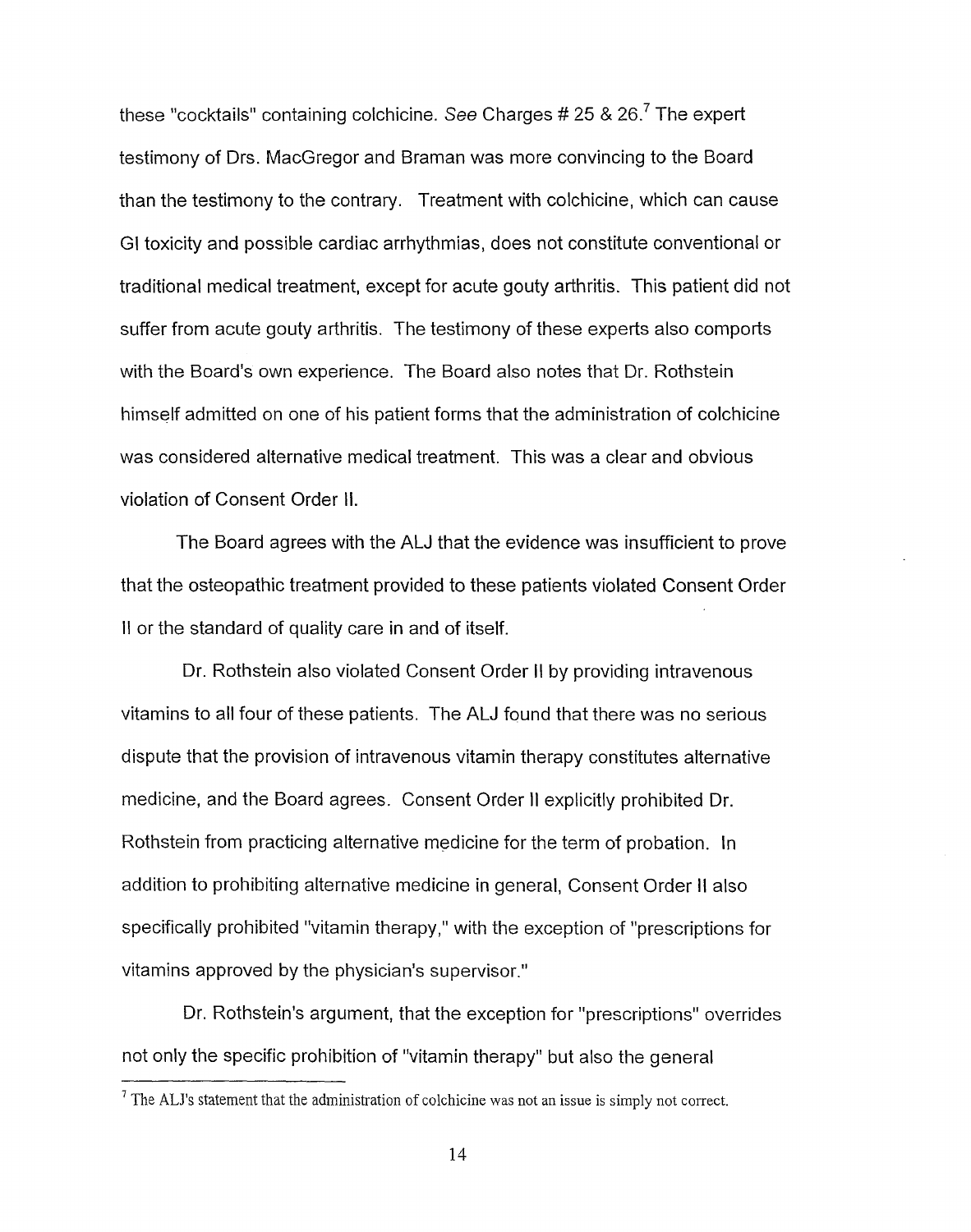these "cocktails" containing colchicine. *See* Charges # 25 & 26.[7] The expert testimony of Drs. MacGregor and Braman was more convincing to the Board than the testimony to the contrary. Treatment with colchicine, which can cause GI toxicity and possible cardiac arrhythmias, does not constitute conventional or traditional medical treatment, except for acute gouty arthritis. This patient did not suffer from acute gouty arthritis. The testimony of these experts also comports with the Board's own experience. The Board also notes that Dr. Rothstein himself admitted on one of his patient forms that the administration of colchicine was considered alternative medical treatment. This was a clear and obvious violation of Consent Order II.

The Board agrees with the ALJ that the evidence was insufficient to prove that the osteopathic treatment provided to these patients violated Consent Order II or the standard of quality care in and of itself.

Dr. Rothstein also violated Consent Order II by providing intravenous vitamins to all four of these patients. The ALJ found that there was no serious dispute that the provision of intravenous vitamin therapy constitutes alternative medicine, and the Board agrees. Consent Order II explicitly prohibited Dr. Rothstein from practicing alternative medicine for the term of probation. In addition to prohibiting alternative medicine in general, Consent Order II also specifically prohibited "vitamin therapy," with the exception of "prescriptions for vitamins approved by the physician's supervisor."

Dr. Rothstein's argument, that the exception for "prescriptions" overrides not only the specific prohibition of "vitamin therapy" but also the general

---

[7] The ALJ's statement that the administration of colchicine was not an issue is simply not correct.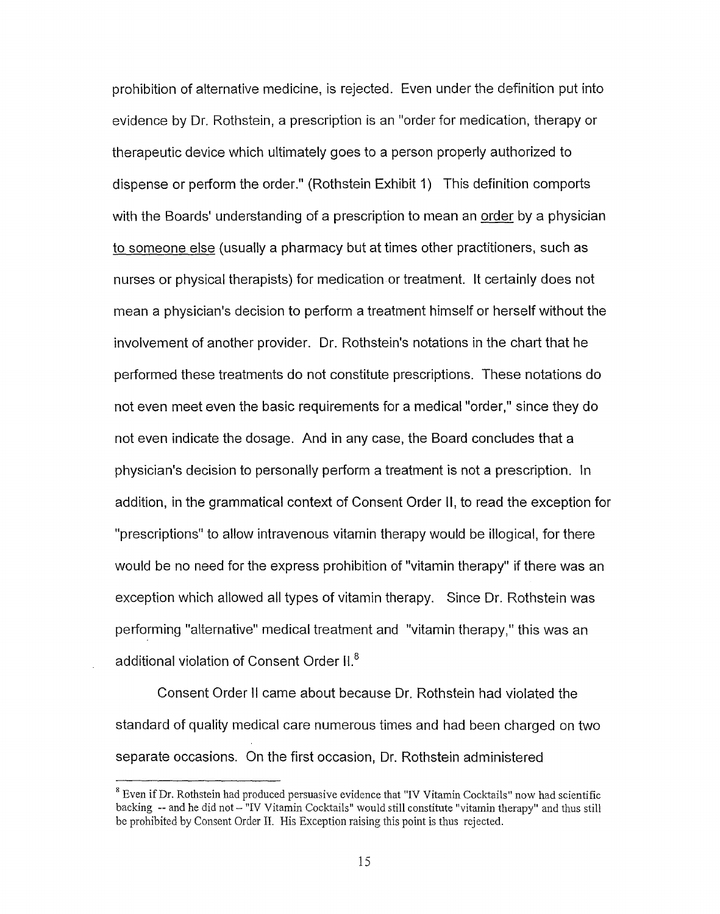prohibition of alternative medicine, is rejected. Even under the definition put into evidence by Dr. Rothstein, a prescription is an "order for medication, therapy or therapeutic device which ultimately goes to a person properly authorized to dispense or perform the order." (Rothstein Exhibit 1) This definition comports with the Boards' understanding of a prescription to mean an order by a physician to someone else (usually a pharmacy but at times other practitioners, such as nurses or physical therapists) for medication or treatment. It certainly does not mean a physician's decision to perform a treatment himself or herself without the involvement of another provider. Dr. Rothstein's notations in the chart that he performed these treatments do not constitute prescriptions. These notations do not even meet even the basic requirements for a medical "order," since they do not even indicate the dosage. And in any case, the Board concludes that a physician's decision to personally perform a treatment is not a prescription. In addition, in the grammatical context of Consent Order II, to read the exception for "prescriptions" to allow intravenous vitamin therapy would be illogical, for there would be no need for the express prohibition of "vitamin therapy" if there was an exception which allowed all types of vitamin therapy. Since Dr. Rothstein was performing "alternative" medical treatment and "vitamin therapy," this was an additional violation of Consent Order II.[8]

Consent Order II came about because Dr. Rothstein had violated the standard of quality medical care numerous times and had been charged on two separate occasions. On the first occasion, Dr. Rothstein administered

---

[8] Even if Dr. Rothstein had produced persuasive evidence that "IV Vitamin Cocktails" now had scientific backing -- and he did not – "IV Vitamin Cocktails" would still constitute "vitamin therapy" and thus still be prohibited by Consent Order II. His Exception raising this point is thus rejected.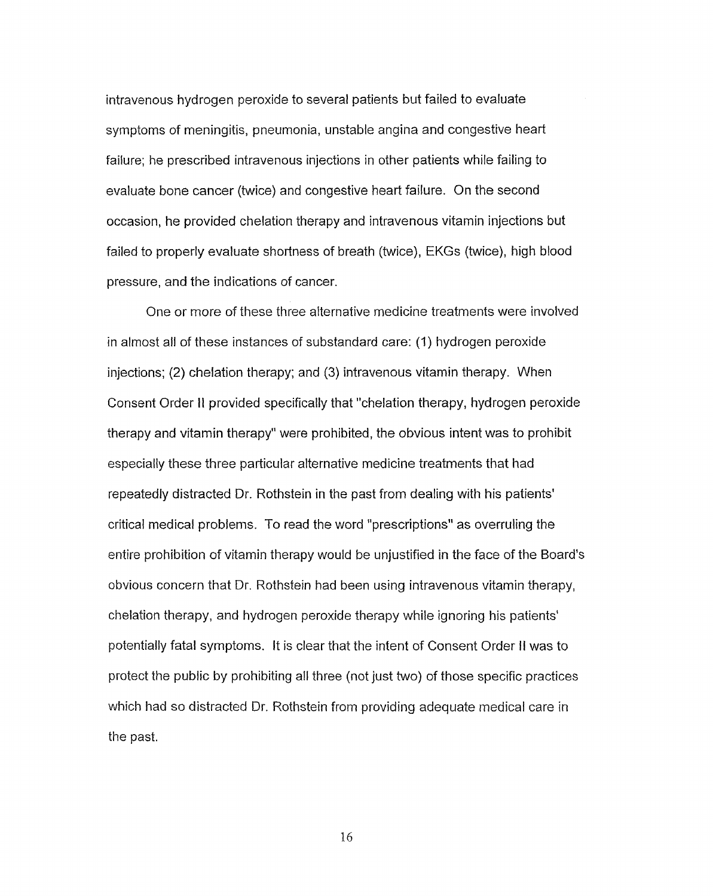intravenous hydrogen peroxide to several patients but failed to evaluate symptoms of meningitis, pneumonia, unstable angina and congestive heart failure; he prescribed intravenous injections in other patients while failing to evaluate bone cancer (twice) and congestive heart failure. On the second occasion, he provided chelation therapy and intravenous vitamin injections but failed to properly evaluate shortness of breath (twice), EKGs (twice), high blood pressure, and the indications of cancer.

One or more of these three alternative medicine treatments were involved in almost all of these instances of substandard care: (1) hydrogen peroxide injections; (2) chelation therapy; and (3) intravenous vitamin therapy. When Consent Order II provided specifically that "chelation therapy, hydrogen peroxide therapy and vitamin therapy" were prohibited, the obvious intent was to prohibit especially these three particular alternative medicine treatments that had repeatedly distracted Dr. Rothstein in the past from dealing with his patients' critical medical problems. To read the word "prescriptions" as overruling the entire prohibition of vitamin therapy would be unjustified in the face of the Board's obvious concern that Dr. Rothstein had been using intravenous vitamin therapy, chelation therapy, and hydrogen peroxide therapy while ignoring his patients' potentially fatal symptoms. It is clear that the intent of Consent Order II was to protect the public by prohibiting all three (not just two) of those specific practices which had so distracted Dr. Rothstein from providing adequate medical care in the past.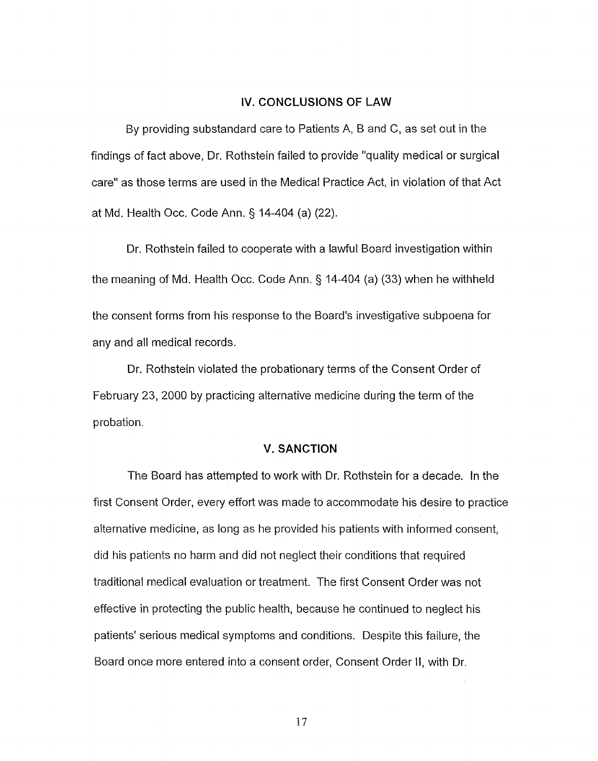## IV. CONCLUSIONS OF LAW

By providing substandard care to Patients A, B and C, as set out in the findings of fact above, Dr. Rothstein failed to provide "quality medical or surgical care" as those terms are used in the Medical Practice Act, in violation of that Act at Md. Health Occ. Code Ann. § 14-404 (a) (22).

Dr. Rothstein failed to cooperate with a lawful Board investigation within the meaning of Md. Health Occ. Code Ann. § 14-404 (a) (33) when he withheld the consent forms from his response to the Board's investigative subpoena for any and all medical records.

Dr. Rothstein violated the probationary terms of the Consent Order of February 23, 2000 by practicing alternative medicine during the term of the probation.

## V. SANCTION

The Board has attempted to work with Dr. Rothstein for a decade. In the first Consent Order, every effort was made to accommodate his desire to practice alternative medicine, as long as he provided his patients with informed consent, did his patients no harm and did not neglect their conditions that required traditional medical evaluation or treatment. The first Consent Order was not effective in protecting the public health, because he continued to neglect his patients' serious medical symptoms and conditions. Despite this failure, the Board once more entered into a consent order, Consent Order II, with Dr.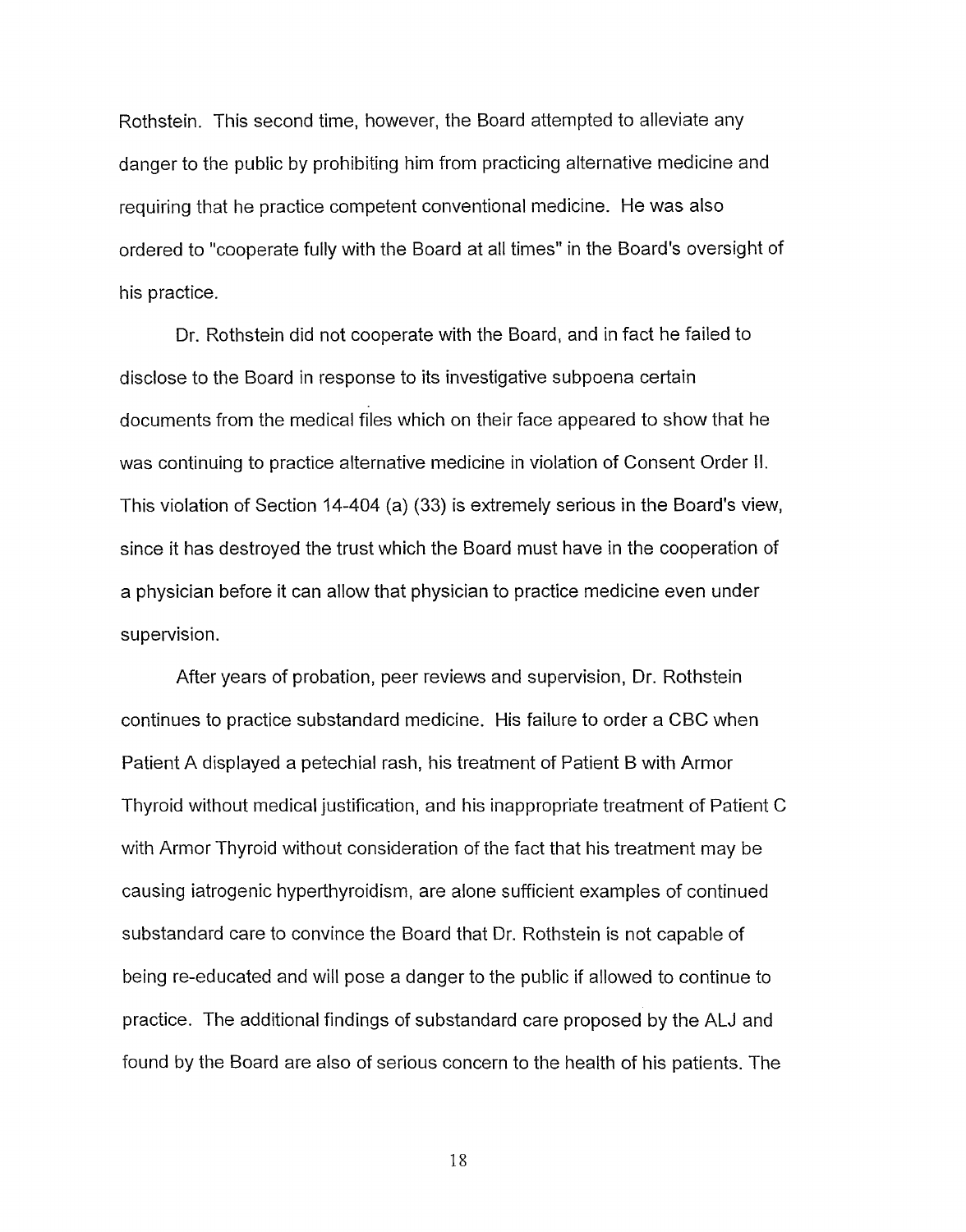Rothstein. This second time, however, the Board attempted to alleviate any danger to the public by prohibiting him from practicing alternative medicine and requiring that he practice competent conventional medicine. He was also ordered to "cooperate fully with the Board at all times" in the Board's oversight of his practice.

Dr. Rothstein did not cooperate with the Board, and in fact he failed to disclose to the Board in response to its investigative subpoena certain documents from the medical files which on their face appeared to show that he was continuing to practice alternative medicine in violation of Consent Order II. This violation of Section 14-404 (a) (33) is extremely serious in the Board's view, since it has destroyed the trust which the Board must have in the cooperation of a physician before it can allow that physician to practice medicine even under supervision.

After years of probation, peer reviews and supervision, Dr. Rothstein continues to practice substandard medicine. His failure to order a CBC when Patient A displayed a petechial rash, his treatment of Patient B with Armor Thyroid without medical justification, and his inappropriate treatment of Patient C with Armor Thyroid without consideration of the fact that his treatment may be causing iatrogenic hyperthyroidism, are alone sufficient examples of continued substandard care to convince the Board that Dr. Rothstein is not capable of being re-educated and will pose a danger to the public if allowed to continue to practice. The additional findings of substandard care proposed by the ALJ and found by the Board are also of serious concern to the health of his patients. The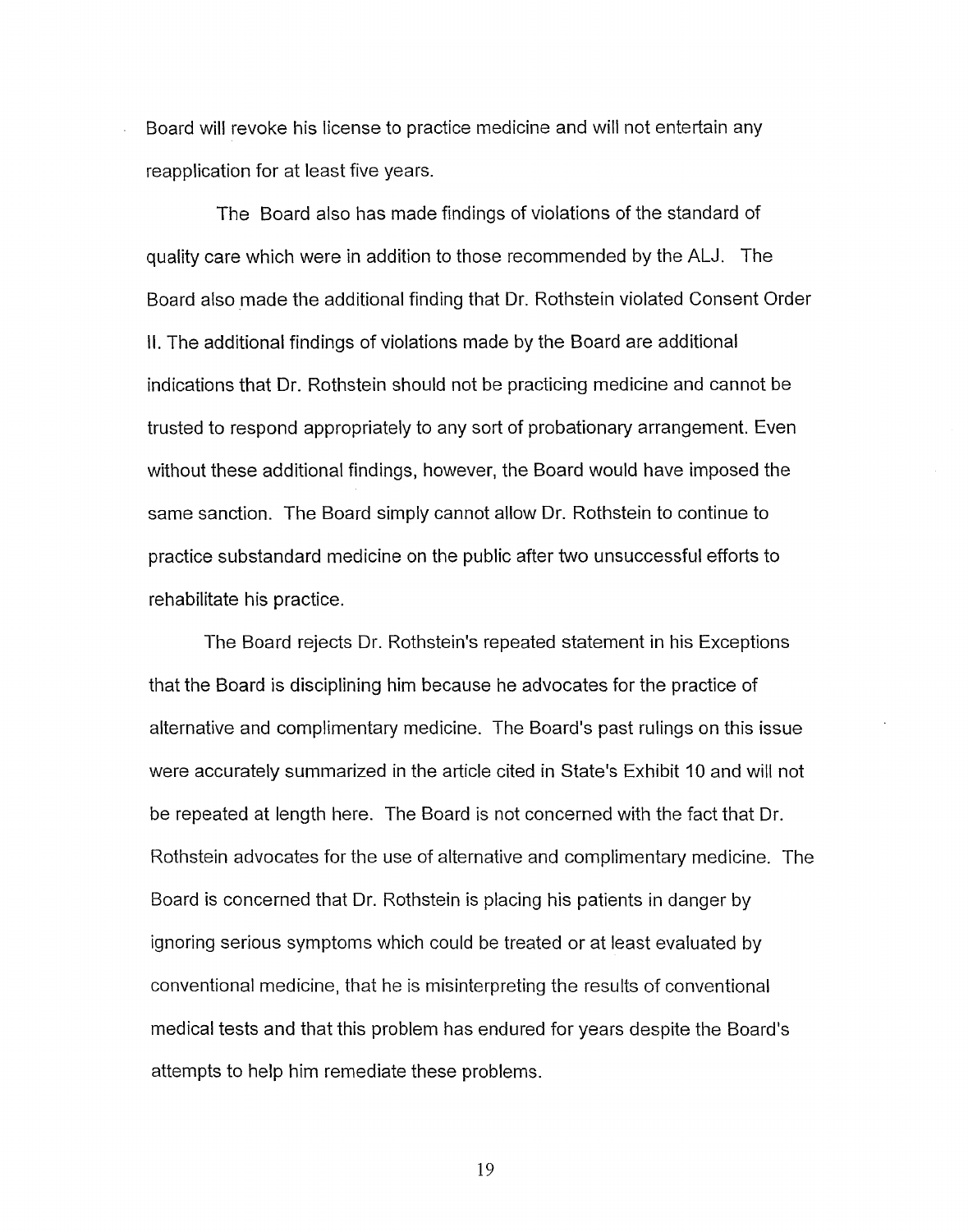Board will revoke his license to practice medicine and will not entertain any reapplication for at least five years.

The Board also has made findings of violations of the standard of quality care which were in addition to those recommended by the ALJ. The Board also made the additional finding that Dr. Rothstein violated Consent Order II. The additional findings of violations made by the Board are additional indications that Dr. Rothstein should not be practicing medicine and cannot be trusted to respond appropriately to any sort of probationary arrangement. Even without these additional findings, however, the Board would have imposed the same sanction. The Board simply cannot allow Dr. Rothstein to continue to practice substandard medicine on the public after two unsuccessful efforts to rehabilitate his practice.

The Board rejects Dr. Rothstein's repeated statement in his Exceptions that the Board is disciplining him because he advocates for the practice of alternative and complimentary medicine. The Board's past rulings on this issue were accurately summarized in the article cited in State's Exhibit 10 and will not be repeated at length here. The Board is not concerned with the fact that Dr. Rothstein advocates for the use of alternative and complimentary medicine. The Board is concerned that Dr. Rothstein is placing his patients in danger by ignoring serious symptoms which could be treated or at least evaluated by conventional medicine, that he is misinterpreting the results of conventional medical tests and that this problem has endured for years despite the Board's attempts to help him remediate these problems.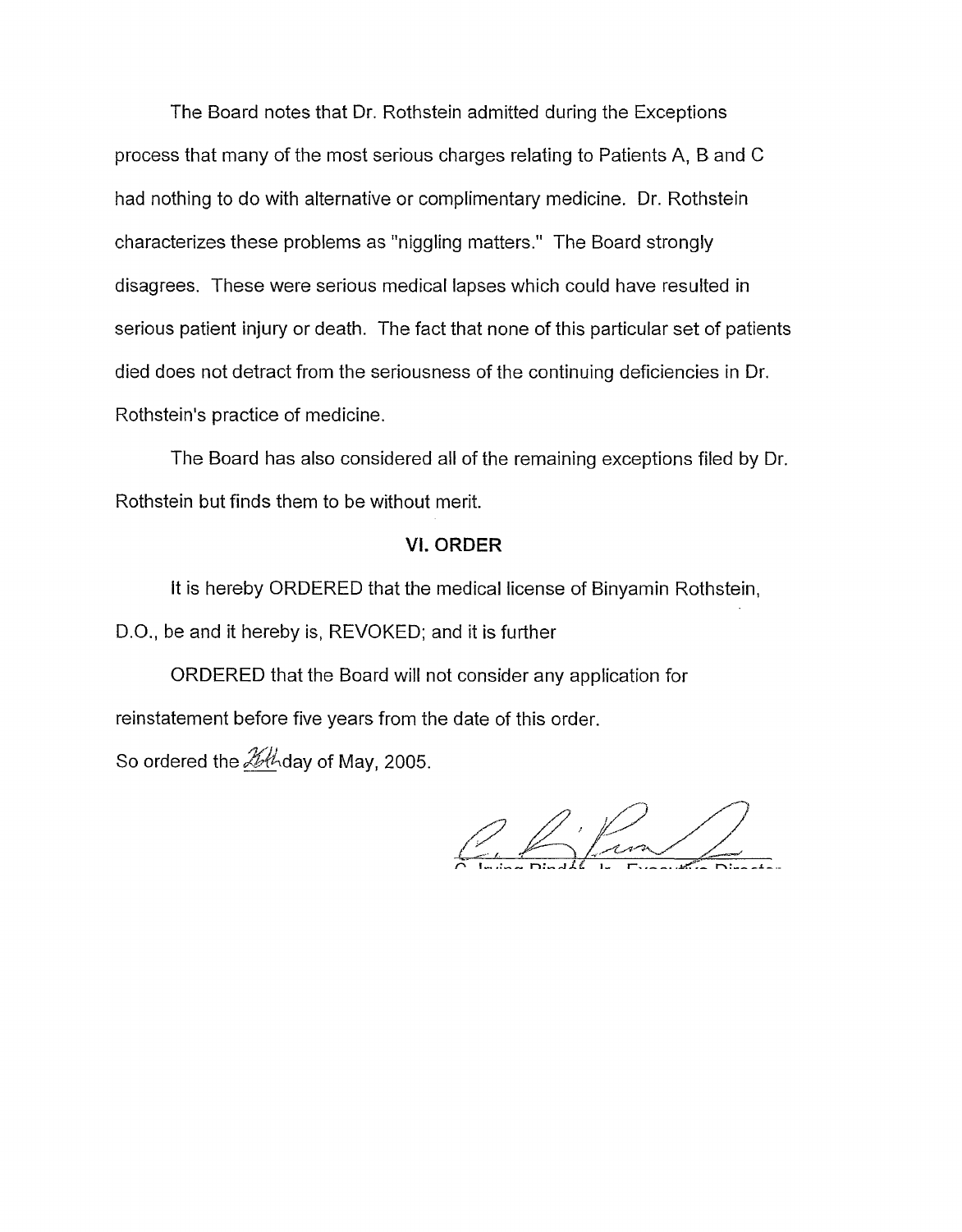The Board notes that Dr. Rothstein admitted during the Exceptions process that many of the most serious charges relating to Patients A, B and C had nothing to do with alternative or complimentary medicine. Dr. Rothstein characterizes these problems as "niggling matters." The Board strongly disagrees. These were serious medical lapses which could have resulted in serious patient injury or death. The fact that none of this particular set of patients died does not detract from the seriousness of the continuing deficiencies in Dr. Rothstein's practice of medicine.

The Board has also considered all of the remaining exceptions filed by Dr. Rothstein but finds them to be without merit.

## VI. ORDER

It is hereby ORDERED that the medical license of Binyamin Rothstein, D.O., be and it hereby is, REVOKED; and it is further

ORDERED that the Board will not consider any application for reinstatement before five years from the date of this order.

So ordered the 26th day of May, 2005.

C. Irving Pinder, Jr., Executive Director